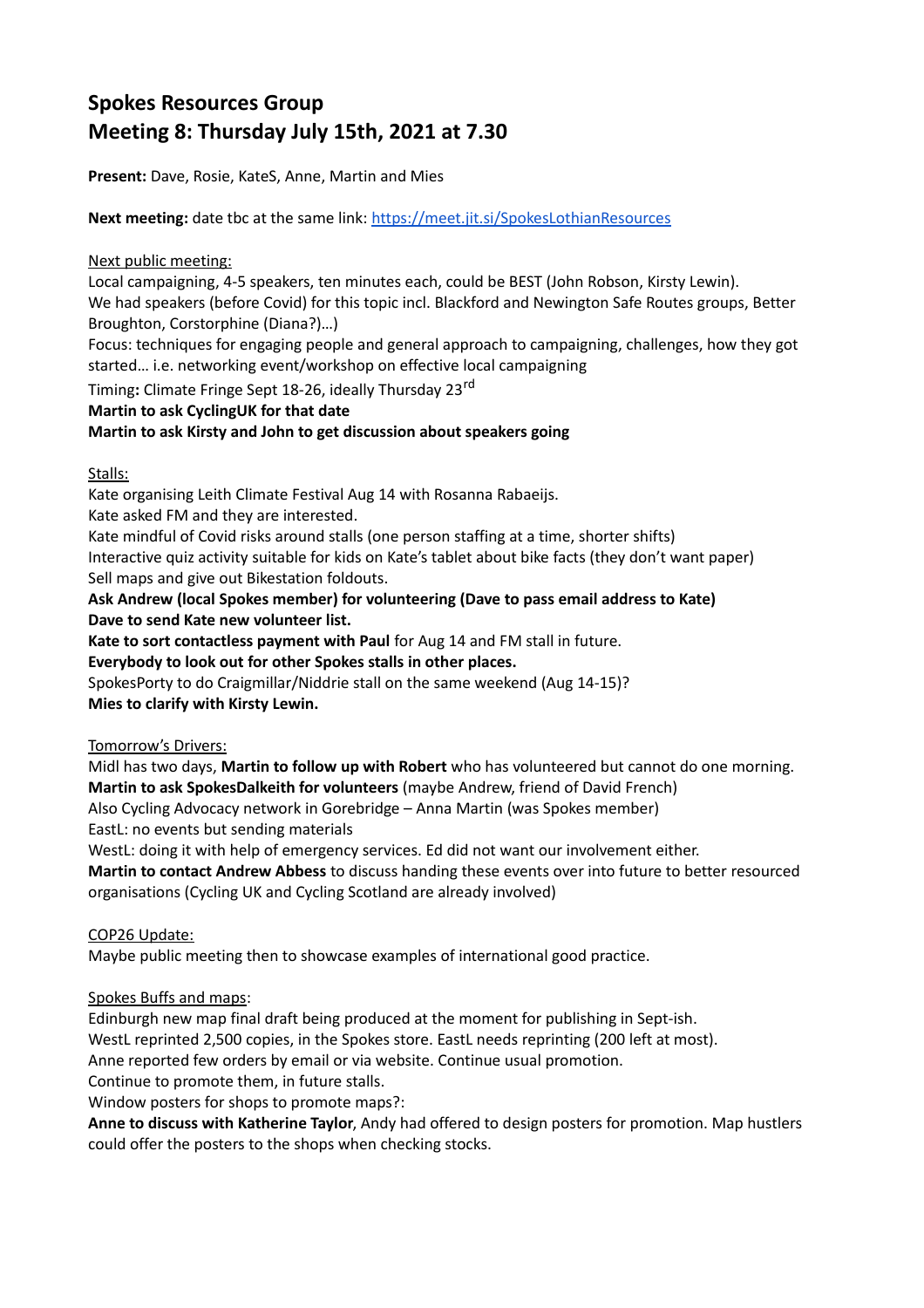# Spokes Resources Group
# Meeting 8: Thursday July 15th, 2021 at 7.30

**Present:** Dave, Rosie, KateS, Anne, Martin and Mies

**Next meeting:** date tbc at the same link: https://meet.jit.si/SpokesLothianResources

Next public meeting:

Local campaigning, 4-5 speakers, ten minutes each, could be BEST (John Robson, Kirsty Lewin).
We had speakers (before Covid) for this topic incl. Blackford and Newington Safe Routes groups, Better Broughton, Corstorphine (Diana?)…)
Focus: techniques for engaging people and general approach to campaigning, challenges, how they got started… i.e. networking event/workshop on effective local campaigning
Timing**:** Climate Fringe Sept 18-26, ideally Thursday 23rd
**Martin to ask CyclingUK for that date**
**Martin to ask Kirsty and John to get discussion about speakers going**

Stalls:

Kate organising Leith Climate Festival Aug 14 with Rosanna Rabaeijs.
Kate asked FM and they are interested.
Kate mindful of Covid risks around stalls (one person staffing at a time, shorter shifts)
Interactive quiz activity suitable for kids on Kate's tablet about bike facts (they don't want paper)
Sell maps and give out Bikestation foldouts.
**Ask Andrew (local Spokes member) for volunteering (Dave to pass email address to Kate)**
**Dave to send Kate new volunteer list.**
**Kate to sort contactless payment with Paul** for Aug 14 and FM stall in future.
**Everybody to look out for other Spokes stalls in other places.**
SpokesPorty to do Craigmillar/Niddrie stall on the same weekend (Aug 14-15)?
**Mies to clarify with Kirsty Lewin.**

Tomorrow's Drivers:

Midl has two days, **Martin to follow up with Robert** who has volunteered but cannot do one morning.
**Martin to ask SpokesDalkeith for volunteers** (maybe Andrew, friend of David French)
Also Cycling Advocacy network in Gorebridge – Anna Martin (was Spokes member)
EastL: no events but sending materials
WestL: doing it with help of emergency services. Ed did not want our involvement either.
**Martin to contact Andrew Abbess** to discuss handing these events over into future to better resourced organisations (Cycling UK and Cycling Scotland are already involved)

COP26 Update:

Maybe public meeting then to showcase examples of international good practice.

Spokes Buffs and maps:

Edinburgh new map final draft being produced at the moment for publishing in Sept-ish.
WestL reprinted 2,500 copies, in the Spokes store. EastL needs reprinting (200 left at most).
Anne reported few orders by email or via website. Continue usual promotion.
Continue to promote them, in future stalls.
Window posters for shops to promote maps?:
**Anne to discuss with Katherine Taylor**, Andy had offered to design posters for promotion. Map hustlers could offer the posters to the shops when checking stocks.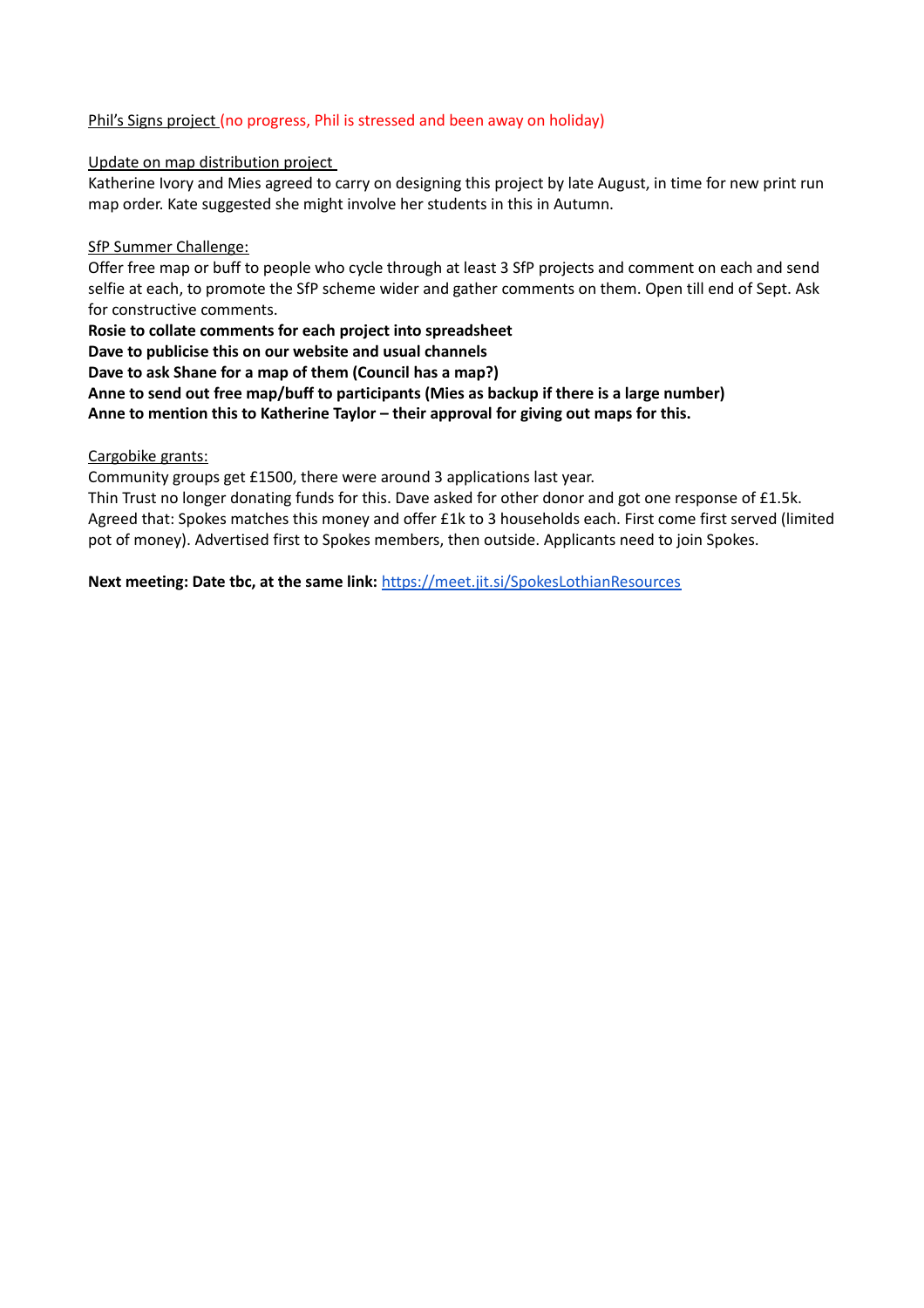Phil's Signs project (no progress, Phil is stressed and been away on holiday)

Update on map distribution project

Katherine Ivory and Mies agreed to carry on designing this project by late August, in time for new print run map order. Kate suggested she might involve her students in this in Autumn.

SfP Summer Challenge:

Offer free map or buff to people who cycle through at least 3 SfP projects and comment on each and send selfie at each, to promote the SfP scheme wider and gather comments on them. Open till end of Sept. Ask for constructive comments.

**Rosie to collate comments for each project into spreadsheet**
**Dave to publicise this on our website and usual channels**
**Dave to ask Shane for a map of them (Council has a map?)**
**Anne to send out free map/buff to participants (Mies as backup if there is a large number)**
**Anne to mention this to Katherine Taylor – their approval for giving out maps for this.**

Cargobike grants:

Community groups get £1500, there were around 3 applications last year.
Thin Trust no longer donating funds for this. Dave asked for other donor and got one response of £1.5k. Agreed that: Spokes matches this money and offer £1k to 3 households each. First come first served (limited pot of money). Advertised first to Spokes members, then outside. Applicants need to join Spokes.

**Next meeting: Date tbc, at the same link:** https://meet.jit.si/SpokesLothianResources